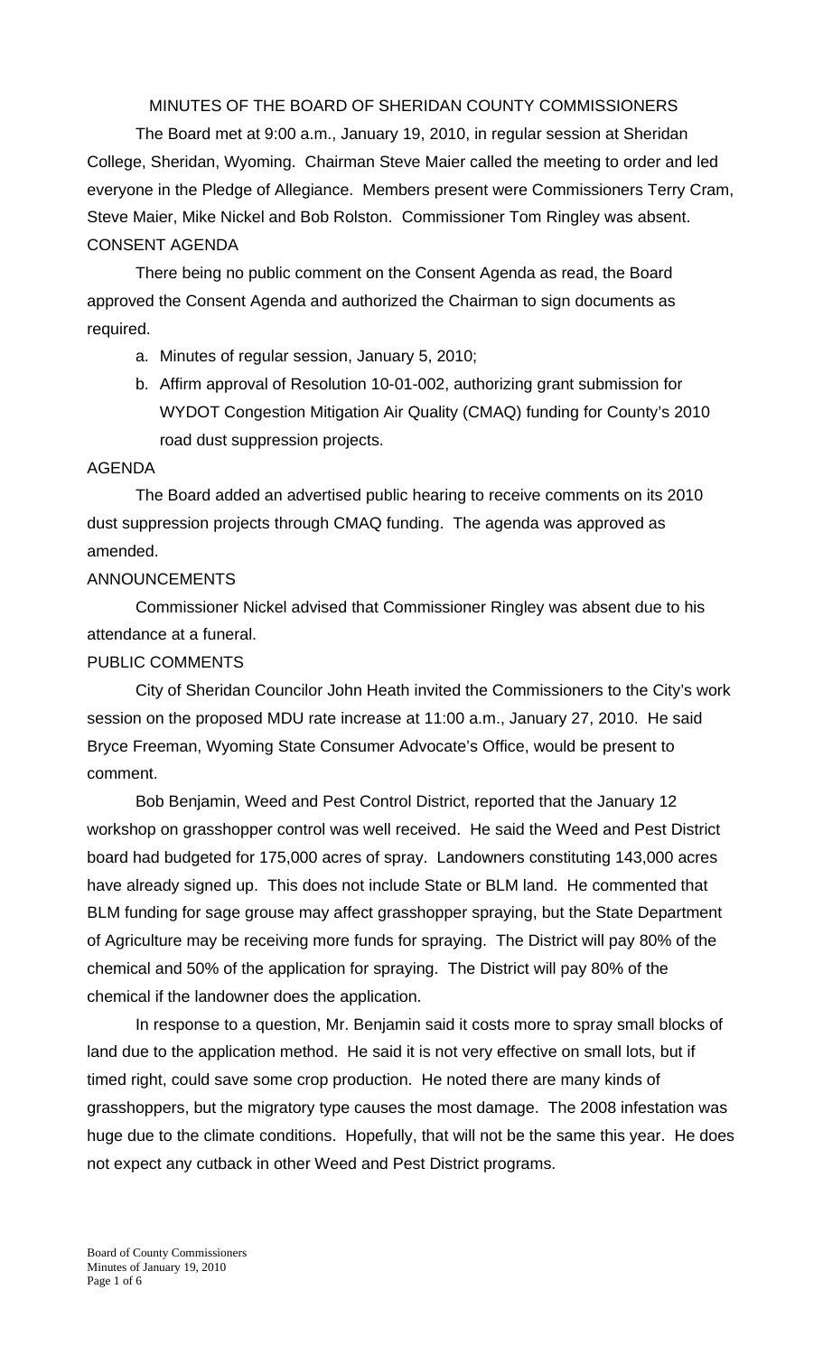# MINUTES OF THE BOARD OF SHERIDAN COUNTY COMMISSIONERS

The Board met at 9:00 a.m., January 19, 2010, in regular session at Sheridan College, Sheridan, Wyoming. Chairman Steve Maier called the meeting to order and led everyone in the Pledge of Allegiance. Members present were Commissioners Terry Cram, Steve Maier, Mike Nickel and Bob Rolston. Commissioner Tom Ringley was absent.

## CONSENT AGENDA

There being no public comment on the Consent Agenda as read, the Board approved the Consent Agenda and authorized the Chairman to sign documents as required.

a. Minutes of regular session, January 5, 2010;
b. Affirm approval of Resolution 10-01-002, authorizing grant submission for WYDOT Congestion Mitigation Air Quality (CMAQ) funding for County's 2010 road dust suppression projects.

## AGENDA

The Board added an advertised public hearing to receive comments on its 2010 dust suppression projects through CMAQ funding. The agenda was approved as amended.

## ANNOUNCEMENTS

Commissioner Nickel advised that Commissioner Ringley was absent due to his attendance at a funeral.

## PUBLIC COMMENTS

City of Sheridan Councilor John Heath invited the Commissioners to the City's work session on the proposed MDU rate increase at 11:00 a.m., January 27, 2010. He said Bryce Freeman, Wyoming State Consumer Advocate's Office, would be present to comment.

Bob Benjamin, Weed and Pest Control District, reported that the January 12 workshop on grasshopper control was well received. He said the Weed and Pest District board had budgeted for 175,000 acres of spray. Landowners constituting 143,000 acres have already signed up. This does not include State or BLM land. He commented that BLM funding for sage grouse may affect grasshopper spraying, but the State Department of Agriculture may be receiving more funds for spraying. The District will pay 80% of the chemical and 50% of the application for spraying. The District will pay 80% of the chemical if the landowner does the application.

In response to a question, Mr. Benjamin said it costs more to spray small blocks of land due to the application method. He said it is not very effective on small lots, but if timed right, could save some crop production. He noted there are many kinds of grasshoppers, but the migratory type causes the most damage. The 2008 infestation was huge due to the climate conditions. Hopefully, that will not be the same this year. He does not expect any cutback in other Weed and Pest District programs.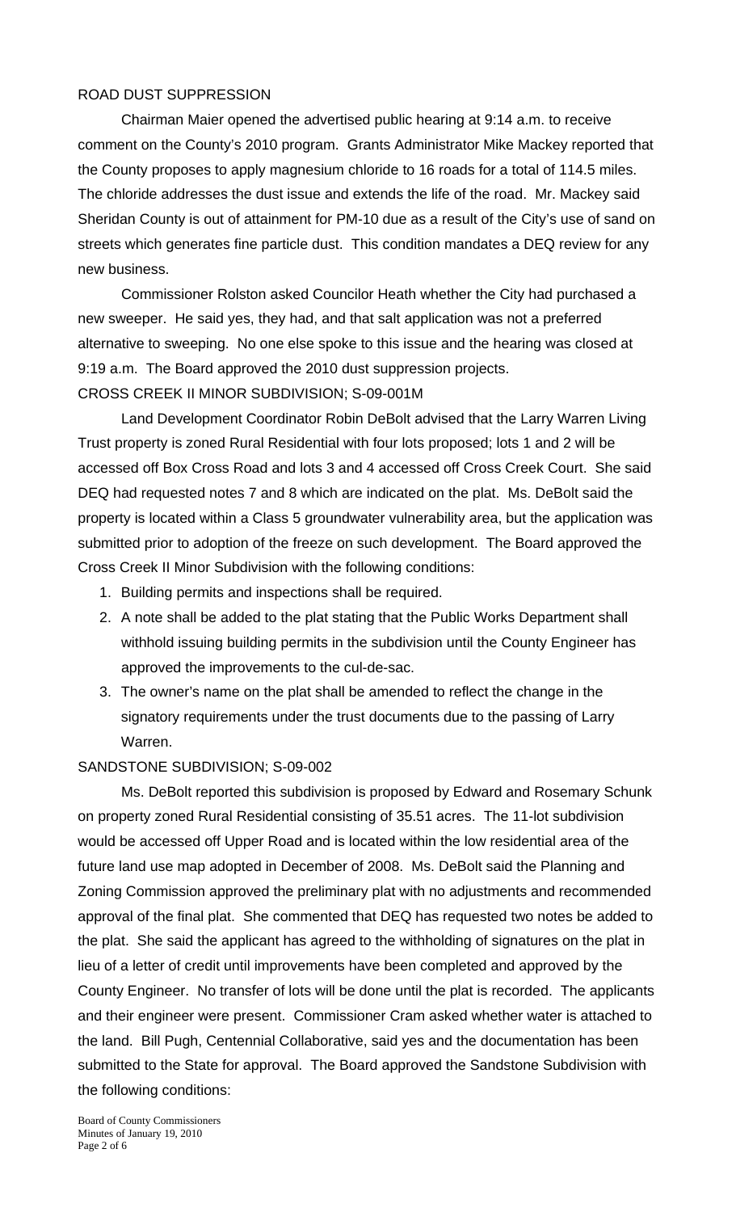ROAD DUST SUPPRESSION

Chairman Maier opened the advertised public hearing at 9:14 a.m. to receive comment on the County's 2010 program. Grants Administrator Mike Mackey reported that the County proposes to apply magnesium chloride to 16 roads for a total of 114.5 miles. The chloride addresses the dust issue and extends the life of the road. Mr. Mackey said Sheridan County is out of attainment for PM-10 due as a result of the City's use of sand on streets which generates fine particle dust. This condition mandates a DEQ review for any new business.

Commissioner Rolston asked Councilor Heath whether the City had purchased a new sweeper. He said yes, they had, and that salt application was not a preferred alternative to sweeping. No one else spoke to this issue and the hearing was closed at 9:19 a.m. The Board approved the 2010 dust suppression projects.

CROSS CREEK II MINOR SUBDIVISION; S-09-001M

Land Development Coordinator Robin DeBolt advised that the Larry Warren Living Trust property is zoned Rural Residential with four lots proposed; lots 1 and 2 will be accessed off Box Cross Road and lots 3 and 4 accessed off Cross Creek Court. She said DEQ had requested notes 7 and 8 which are indicated on the plat. Ms. DeBolt said the property is located within a Class 5 groundwater vulnerability area, but the application was submitted prior to adoption of the freeze on such development. The Board approved the Cross Creek II Minor Subdivision with the following conditions:

1. Building permits and inspections shall be required.
2. A note shall be added to the plat stating that the Public Works Department shall withhold issuing building permits in the subdivision until the County Engineer has approved the improvements to the cul-de-sac.
3. The owner's name on the plat shall be amended to reflect the change in the signatory requirements under the trust documents due to the passing of Larry Warren.

SANDSTONE SUBDIVISION; S-09-002

Ms. DeBolt reported this subdivision is proposed by Edward and Rosemary Schunk on property zoned Rural Residential consisting of 35.51 acres. The 11-lot subdivision would be accessed off Upper Road and is located within the low residential area of the future land use map adopted in December of 2008. Ms. DeBolt said the Planning and Zoning Commission approved the preliminary plat with no adjustments and recommended approval of the final plat. She commented that DEQ has requested two notes be added to the plat. She said the applicant has agreed to the withholding of signatures on the plat in lieu of a letter of credit until improvements have been completed and approved by the County Engineer. No transfer of lots will be done until the plat is recorded. The applicants and their engineer were present. Commissioner Cram asked whether water is attached to the land. Bill Pugh, Centennial Collaborative, said yes and the documentation has been submitted to the State for approval. The Board approved the Sandstone Subdivision with the following conditions: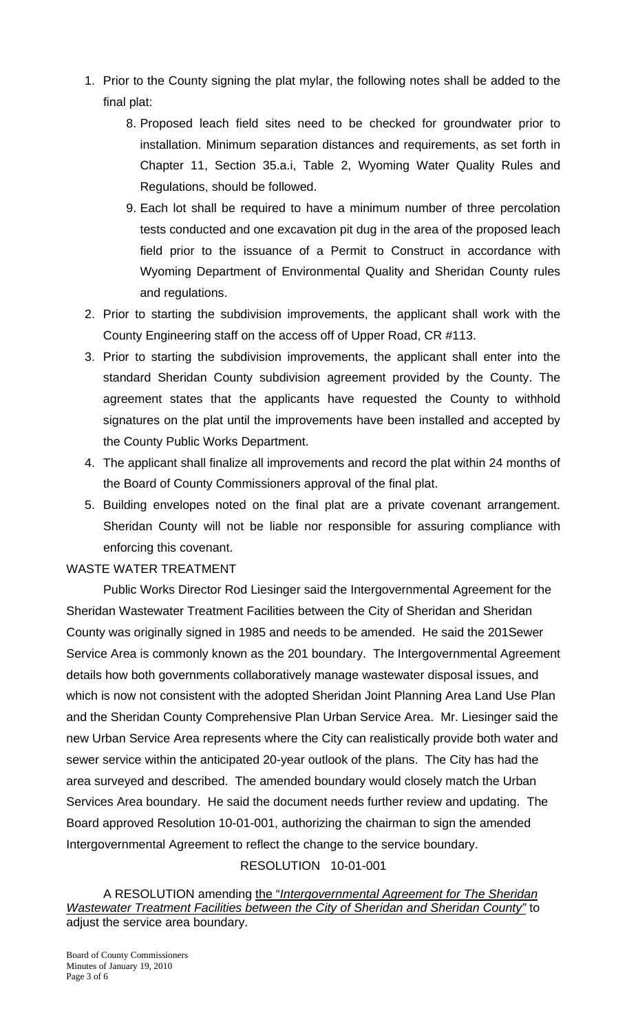1. Prior to the County signing the plat mylar, the following notes shall be added to the final plat:
    8. Proposed leach field sites need to be checked for groundwater prior to installation. Minimum separation distances and requirements, as set forth in Chapter 11, Section 35.a.i, Table 2, Wyoming Water Quality Rules and Regulations, should be followed.
    9. Each lot shall be required to have a minimum number of three percolation tests conducted and one excavation pit dug in the area of the proposed leach field prior to the issuance of a Permit to Construct in accordance with Wyoming Department of Environmental Quality and Sheridan County rules and regulations.
2. Prior to starting the subdivision improvements, the applicant shall work with the County Engineering staff on the access off of Upper Road, CR #113.
3. Prior to starting the subdivision improvements, the applicant shall enter into the standard Sheridan County subdivision agreement provided by the County. The agreement states that the applicants have requested the County to withhold signatures on the plat until the improvements have been installed and accepted by the County Public Works Department.
4. The applicant shall finalize all improvements and record the plat within 24 months of the Board of County Commissioners approval of the final plat.
5. Building envelopes noted on the final plat are a private covenant arrangement. Sheridan County will not be liable nor responsible for assuring compliance with enforcing this covenant.

WASTE WATER TREATMENT

Public Works Director Rod Liesinger said the Intergovernmental Agreement for the Sheridan Wastewater Treatment Facilities between the City of Sheridan and Sheridan County was originally signed in 1985 and needs to be amended. He said the 201Sewer Service Area is commonly known as the 201 boundary. The Intergovernmental Agreement details how both governments collaboratively manage wastewater disposal issues, and which is now not consistent with the adopted Sheridan Joint Planning Area Land Use Plan and the Sheridan County Comprehensive Plan Urban Service Area. Mr. Liesinger said the new Urban Service Area represents where the City can realistically provide both water and sewer service within the anticipated 20-year outlook of the plans. The City has had the area surveyed and described. The amended boundary would closely match the Urban Services Area boundary. He said the document needs further review and updating. The Board approved Resolution 10-01-001, authorizing the chairman to sign the amended Intergovernmental Agreement to reflect the change to the service boundary.

RESOLUTION 10-01-001

A RESOLUTION amending the "*Intergovernmental Agreement for The Sheridan Wastewater Treatment Facilities between the City of Sheridan and Sheridan County*" to adjust the service area boundary.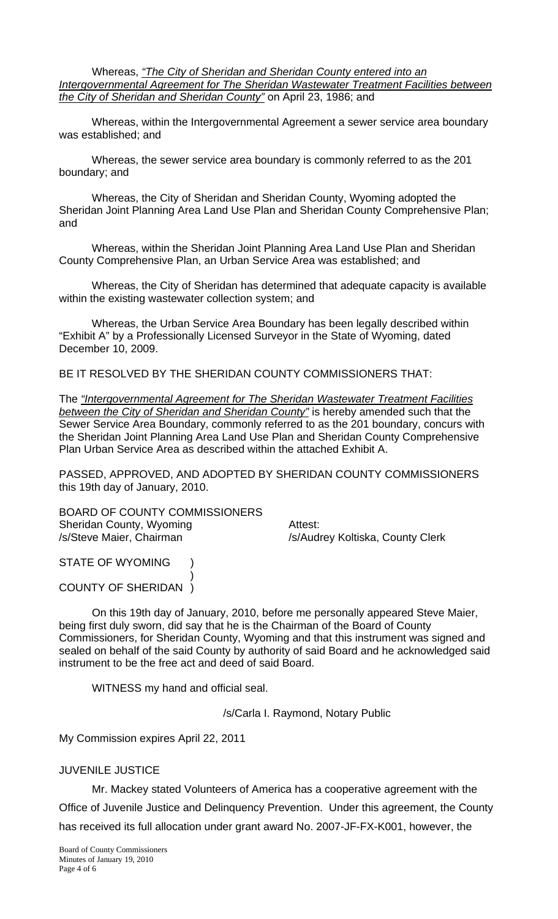Whereas, *"The City of Sheridan and Sheridan County entered into an Intergovernmental Agreement for The Sheridan Wastewater Treatment Facilities between the City of Sheridan and Sheridan County"* on April 23, 1986; and

Whereas, within the Intergovernmental Agreement a sewer service area boundary was established; and

Whereas, the sewer service area boundary is commonly referred to as the 201 boundary; and

Whereas, the City of Sheridan and Sheridan County, Wyoming adopted the Sheridan Joint Planning Area Land Use Plan and Sheridan County Comprehensive Plan; and

Whereas, within the Sheridan Joint Planning Area Land Use Plan and Sheridan County Comprehensive Plan, an Urban Service Area was established; and

Whereas, the City of Sheridan has determined that adequate capacity is available within the existing wastewater collection system; and

Whereas, the Urban Service Area Boundary has been legally described within "Exhibit A" by a Professionally Licensed Surveyor in the State of Wyoming, dated December 10, 2009.

BE IT RESOLVED BY THE SHERIDAN COUNTY COMMISSIONERS THAT:

The *"Intergovernmental Agreement for The Sheridan Wastewater Treatment Facilities between the City of Sheridan and Sheridan County"* is hereby amended such that the Sewer Service Area Boundary, commonly referred to as the 201 boundary, concurs with the Sheridan Joint Planning Area Land Use Plan and Sheridan County Comprehensive Plan Urban Service Area as described within the attached Exhibit A.

PASSED, APPROVED, AND ADOPTED BY SHERIDAN COUNTY COMMISSIONERS this 19th day of January, 2010.

BOARD OF COUNTY COMMISSIONERS
Sheridan County, Wyoming
/s/Steve Maier, Chairman

Attest:
/s/Audrey Koltiska, County Clerk

STATE OF WYOMING )
)
COUNTY OF SHERIDAN )

On this 19th day of January, 2010, before me personally appeared Steve Maier, being first duly sworn, did say that he is the Chairman of the Board of County Commissioners, for Sheridan County, Wyoming and that this instrument was signed and sealed on behalf of the said County by authority of said Board and he acknowledged said instrument to be the free act and deed of said Board.

WITNESS my hand and official seal.

/s/Carla I. Raymond, Notary Public

My Commission expires April 22, 2011

JUVENILE JUSTICE

Mr. Mackey stated Volunteers of America has a cooperative agreement with the Office of Juvenile Justice and Delinquency Prevention. Under this agreement, the County has received its full allocation under grant award No. 2007-JF-FX-K001, however, the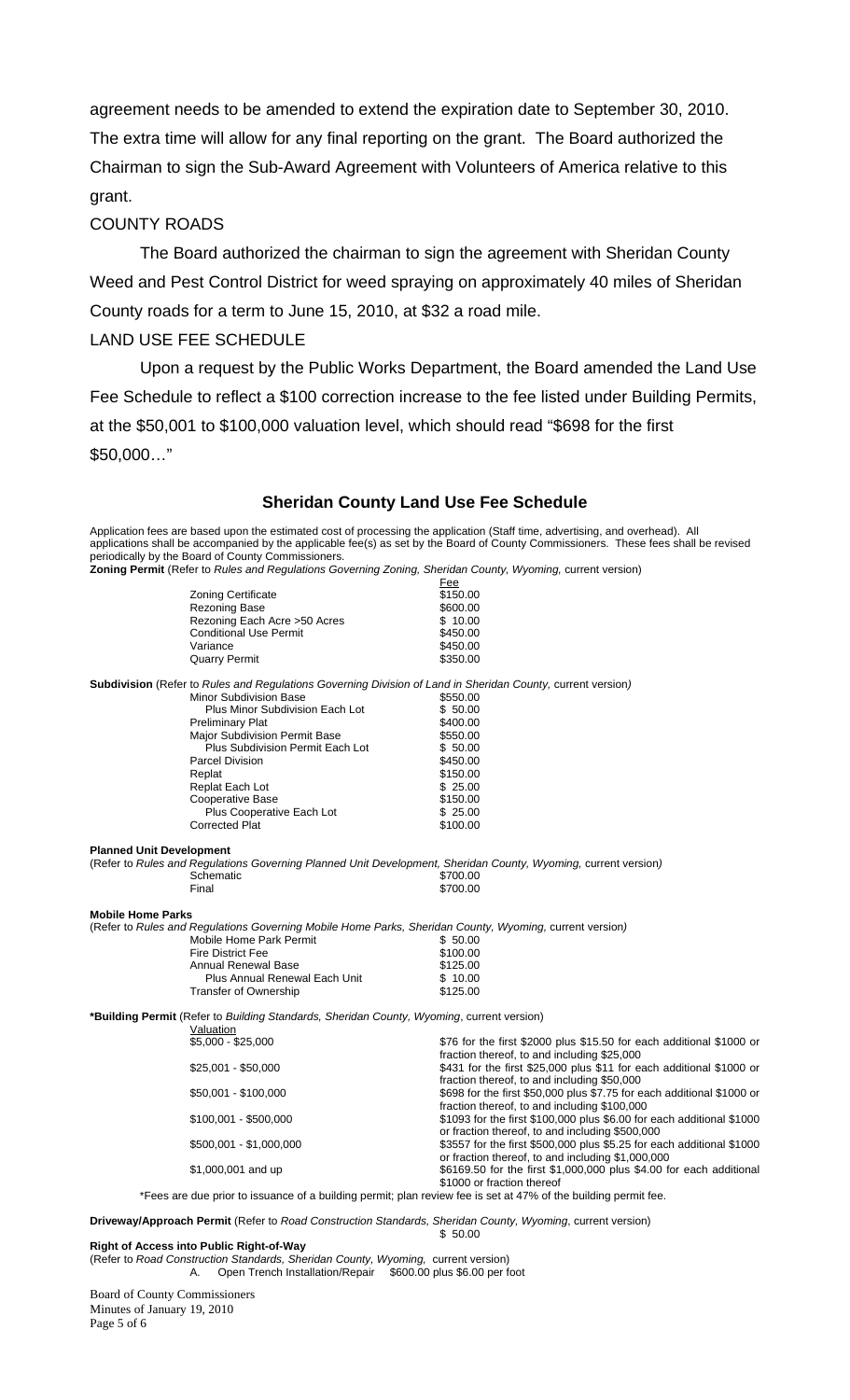agreement needs to be amended to extend the expiration date to September 30, 2010. The extra time will allow for any final reporting on the grant. The Board authorized the Chairman to sign the Sub-Award Agreement with Volunteers of America relative to this grant.

COUNTY ROADS

The Board authorized the chairman to sign the agreement with Sheridan County Weed and Pest Control District for weed spraying on approximately 40 miles of Sheridan County roads for a term to June 15, 2010, at $32 a road mile.

LAND USE FEE SCHEDULE

Upon a request by the Public Works Department, the Board amended the Land Use Fee Schedule to reflect a $100 correction increase to the fee listed under Building Permits, at the $50,001 to $100,000 valuation level, which should read "$698 for the first $50,000…"

## Sheridan County Land Use Fee Schedule

Application fees are based upon the estimated cost of processing the application (Staff time, advertising, and overhead). All applications shall be accompanied by the applicable fee(s) as set by the Board of County Commissioners. These fees shall be revised periodically by the Board of County Commissioners.

**Zoning Permit** (Refer to *Rules and Regulations Governing Zoning, Sheridan County, Wyoming,* current version)

| | Fee |
|---|---|
| Zoning Certificate | $150.00 |
| Rezoning Base | $600.00 |
| Rezoning Each Acre >50 Acres | $ 10.00 |
| Conditional Use Permit | $450.00 |
| Variance | $450.00 |
| Quarry Permit | $350.00 |

**Subdivision** (Refer to *Rules and Regulations Governing Division of Land in Sheridan County,* current version)

| | |
|---|---|
| Minor Subdivision Base | $550.00 |
| Plus Minor Subdivision Each Lot | $ 50.00 |
| Preliminary Plat | $400.00 |
| Major Subdivision Permit Base | $550.00 |
| Plus Subdivision Permit Each Lot | $ 50.00 |
| Parcel Division | $450.00 |
| Replat | $150.00 |
| Replat Each Lot | $ 25.00 |
| Cooperative Base | $150.00 |
| Plus Cooperative Each Lot | $ 25.00 |
| Corrected Plat | $100.00 |

**Planned Unit Development**

(Refer to *Rules and Regulations Governing Planned Unit Development, Sheridan County, Wyoming,* current version)

| | |
|---|---|
| Schematic | $700.00 |
| Final | $700.00 |

**Mobile Home Parks**

(Refer to *Rules and Regulations Governing Mobile Home Parks, Sheridan County, Wyoming,* current version)

| | |
|---|---|
| Mobile Home Park Permit | $ 50.00 |
| Fire District Fee | $100.00 |
| Annual Renewal Base | $125.00 |
| Plus Annual Renewal Each Unit | $ 10.00 |
| Transfer of Ownership | $125.00 |

**\*Building Permit** (Refer to *Building Standards, Sheridan County, Wyoming*, current version)

| Valuation | |
|---|---|
| $5,000 - $25,000 | $76 for the first $2000 plus $15.50 for each additional $1000 or fraction thereof, to and including $25,000 |
| $25,001 - $50,000 | $431 for the first $25,000 plus $11 for each additional $1000 or fraction thereof, to and including $50,000 |
| $50,001 - $100,000 | $698 for the first $50,000 plus $7.75 for each additional $1000 or fraction thereof, to and including $100,000 |
| $100,001 - $500,000 | $1093 for the first $100,000 plus $6.00 for each additional $1000 or fraction thereof, to and including $500,000 |
| $500,001 - $1,000,000 | $3557 for the first $500,000 plus $5.25 for each additional $1000 or fraction thereof, to and including $1,000,000 |
| $1,000,001 and up | $6169.50 for the first $1,000,000 plus $4.00 for each additional $1000 or fraction thereof |

\*Fees are due prior to issuance of a building permit; plan review fee is set at 47% of the building permit fee.

**Driveway/Approach Permit** (Refer to *Road Construction Standards, Sheridan County, Wyoming*, current version) $ 50.00

**Right of Access into Public Right-of-Way**

(Refer to *Road Construction Standards, Sheridan County, Wyoming,* current version)

A. Open Trench Installation/Repair $600.00 plus $6.00 per foot

Board of County Commissioners
Minutes of January 19, 2010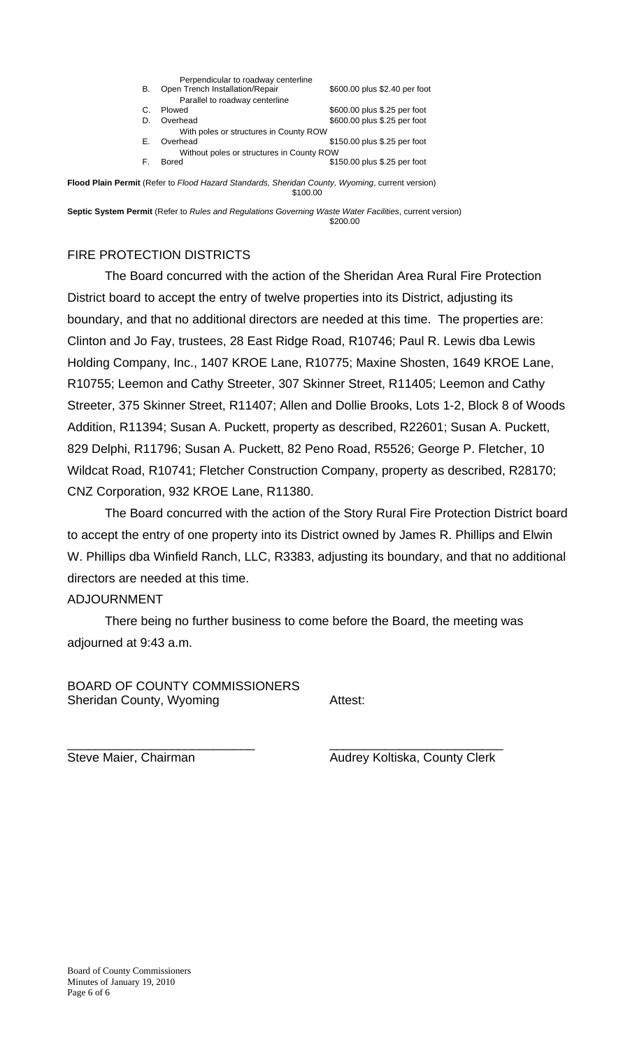| | | |
|---|---|---|
| | Perpendicular to roadway centerline | |
| B. | Open Trench Installation/Repair | $600.00 plus $2.40 per foot |
| | Parallel to roadway centerline | |
| C. | Plowed | $600.00 plus $.25 per foot |
| D. | Overhead | $600.00 plus $.25 per foot |
| | With poles or structures in County ROW | |
| E. | Overhead | $150.00 plus $.25 per foot |
| | Without poles or structures in County ROW | |
| F. | Bored | $150.00 plus $.25 per foot |

**Flood Plain Permit** (Refer to *Flood Hazard Standards, Sheridan County, Wyoming*, current version)
$100.00

**Septic System Permit** (Refer to *Rules and Regulations Governing Waste Water Facilities*, current version)
$200.00

## FIRE PROTECTION DISTRICTS

The Board concurred with the action of the Sheridan Area Rural Fire Protection District board to accept the entry of twelve properties into its District, adjusting its boundary, and that no additional directors are needed at this time. The properties are: Clinton and Jo Fay, trustees, 28 East Ridge Road, R10746; Paul R. Lewis dba Lewis Holding Company, Inc., 1407 KROE Lane, R10775; Maxine Shosten, 1649 KROE Lane, R10755; Leemon and Cathy Streeter, 307 Skinner Street, R11405; Leemon and Cathy Streeter, 375 Skinner Street, R11407; Allen and Dollie Brooks, Lots 1-2, Block 8 of Woods Addition, R11394; Susan A. Puckett, property as described, R22601; Susan A. Puckett, 829 Delphi, R11796; Susan A. Puckett, 82 Peno Road, R5526; George P. Fletcher, 10 Wildcat Road, R10741; Fletcher Construction Company, property as described, R28170; CNZ Corporation, 932 KROE Lane, R11380.

The Board concurred with the action of the Story Rural Fire Protection District board to accept the entry of one property into its District owned by James R. Phillips and Elwin W. Phillips dba Winfield Ranch, LLC, R3383, adjusting its boundary, and that no additional directors are needed at this time.

## ADJOURNMENT

There being no further business to come before the Board, the meeting was adjourned at 9:43 a.m.

BOARD OF COUNTY COMMISSIONERS
Sheridan County, Wyoming

Attest:

___________________________
Steve Maier, Chairman

___________________________
Audrey Koltiska, County Clerk